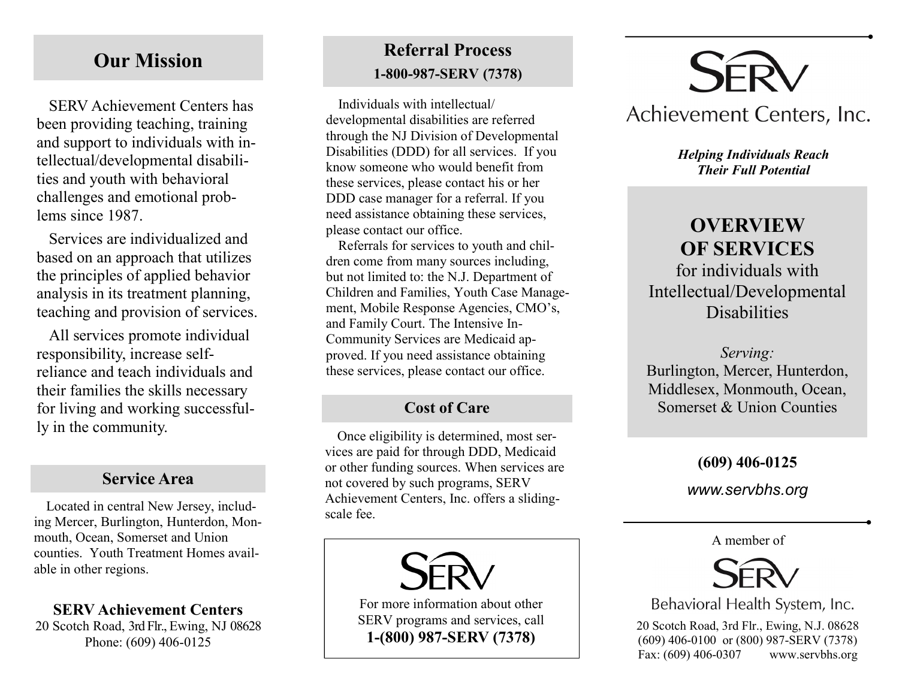## Our Mission

SERV Achievement Centers has been providing teaching, training and support to individuals with intellectual/developmental disabilities and youth with behavioral challenges and emotional problems since 1987.

Services are individualized and based on an approach that utilizes the principles of applied behavior analysis in its treatment planning, teaching and provision of services.

All services promote individual responsibility, increase self-reliance and teach individuals and their families the skills necessary for living and working successfully in the community.

## Service Area

Located in central New Jersey, including Mercer, Burlington, Hunterdon, Monmouth, Ocean, Somerset and Union counties. Youth Treatment Homes available in other regions.

**SERV Achievement Centers**
20 Scotch Road, 3rd Flr., Ewing, NJ 08628
Phone: (609) 406-0125

## Referral Process

**1-800-987-SERV (7378)**

Individuals with intellectual/developmental disabilities are referred through the NJ Division of Developmental Disabilities (DDD) for all services. If you know someone who would benefit from these services, please contact his or her DDD case manager for a referral. If you need assistance obtaining these services, please contact our office.

Referrals for services to youth and children come from many sources including, but not limited to: the N.J. Department of Children and Families, Youth Case Management, Mobile Response Agencies, CMO's, and Family Court. The Intensive In-Community Services are Medicaid approved. If you need assistance obtaining these services, please contact our office.

## Cost of Care

Once eligibility is determined, most services are paid for through DDD, Medicaid or other funding sources. When services are not covered by such programs, SERV Achievement Centers, Inc. offers a sliding-scale fee.

SERV

For more information about other SERV programs and services, call
**1-(800) 987-SERV (7378)**

# SERV Achievement Centers, Inc.

***Helping Individuals Reach Their Full Potential***

## OVERVIEW OF SERVICES

for individuals with Intellectual/Developmental Disabilities

*Serving:*
Burlington, Mercer, Hunterdon, Middlesex, Monmouth, Ocean, Somerset & Union Counties

**(609) 406-0125**

*www.servbhs.org*

A member of

SERV Behavioral Health System, Inc.

20 Scotch Road, 3rd Flr., Ewing, N.J. 08628
(609) 406-0100 or (800) 987-SERV (7378)
Fax: (609) 406-0307 www.servbhs.org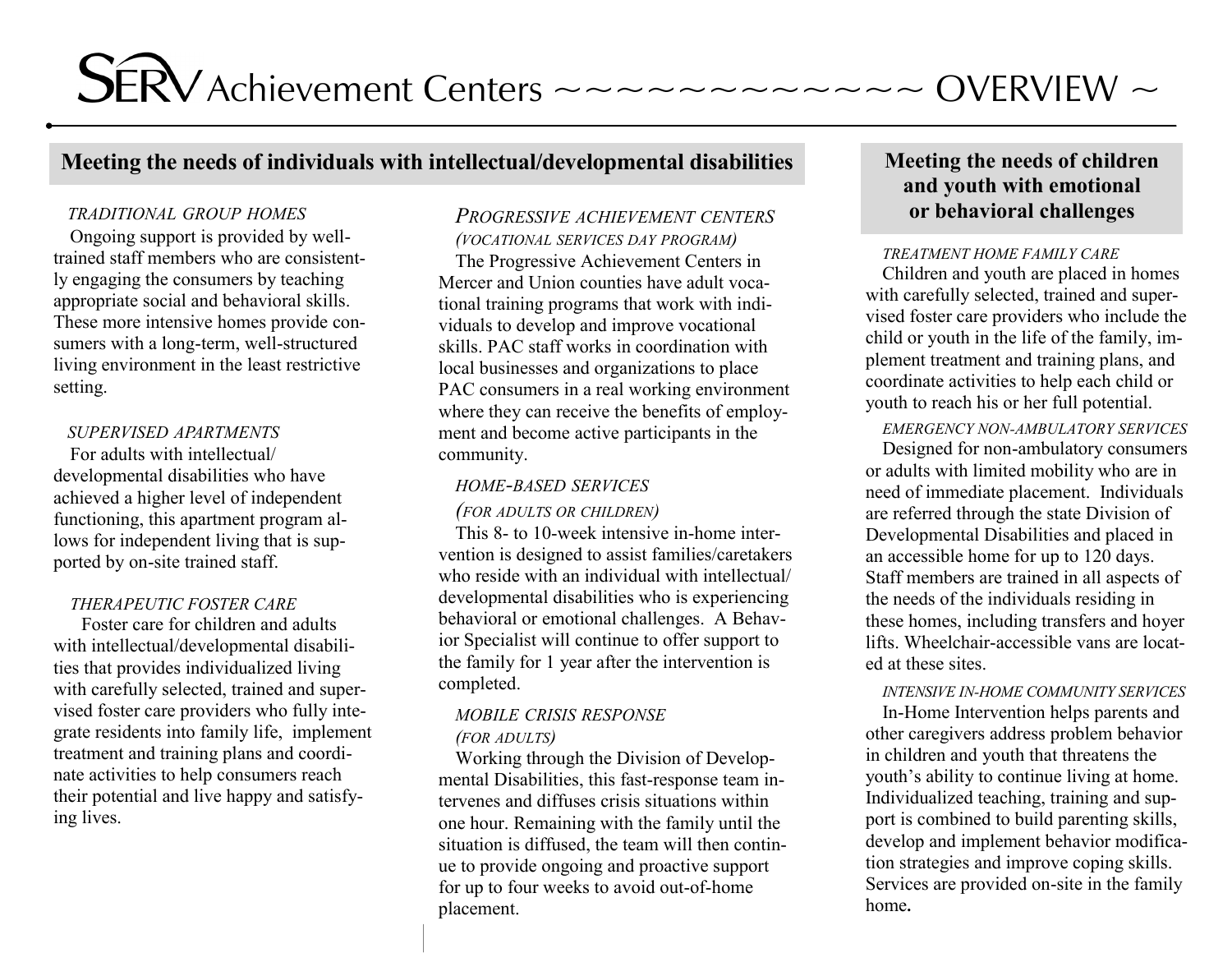# SERV Achievement Centers ~~~~~~~~~~~~~~ OVERVIEW ~

## Meeting the needs of individuals with intellectual/developmental disabilities

*TRADITIONAL GROUP HOMES*

Ongoing support is provided by well-trained staff members who are consistently engaging the consumers by teaching appropriate social and behavioral skills. These more intensive homes provide consumers with a long-term, well-structured living environment in the least restrictive setting.

*SUPERVISED APARTMENTS*

For adults with intellectual/developmental disabilities who have achieved a higher level of independent functioning, this apartment program allows for independent living that is supported by on-site trained staff.

*THERAPEUTIC FOSTER CARE*

Foster care for children and adults with intellectual/developmental disabilities that provides individualized living with carefully selected, trained and supervised foster care providers who fully integrate residents into family life, implement treatment and training plans and coordinate activities to help consumers reach their potential and live happy and satisfying lives.

*PROGRESSIVE ACHIEVEMENT CENTERS (VOCATIONAL SERVICES DAY PROGRAM)*

The Progressive Achievement Centers in Mercer and Union counties have adult vocational training programs that work with individuals to develop and improve vocational skills. PAC staff works in coordination with local businesses and organizations to place PAC consumers in a real working environment where they can receive the benefits of employment and become active participants in the community.

*HOME-BASED SERVICES (FOR ADULTS OR CHILDREN)*

This 8- to 10-week intensive in-home intervention is designed to assist families/caretakers who reside with an individual with intellectual/developmental disabilities who is experiencing behavioral or emotional challenges. A Behavior Specialist will continue to offer support to the family for 1 year after the intervention is completed.

*MOBILE CRISIS RESPONSE (FOR ADULTS)*

Working through the Division of Developmental Disabilities, this fast-response team intervenes and diffuses crisis situations within one hour. Remaining with the family until the situation is diffused, the team will then continue to provide ongoing and proactive support for up to four weeks to avoid out-of-home placement.

## Meeting the needs of children and youth with emotional or behavioral challenges

*TREATMENT HOME FAMILY CARE*

Children and youth are placed in homes with carefully selected, trained and supervised foster care providers who include the child or youth in the life of the family, implement treatment and training plans, and coordinate activities to help each child or youth to reach his or her full potential.

*EMERGENCY NON-AMBULATORY SERVICES*

Designed for non-ambulatory consumers or adults with limited mobility who are in need of immediate placement. Individuals are referred through the state Division of Developmental Disabilities and placed in an accessible home for up to 120 days. Staff members are trained in all aspects of the needs of the individuals residing in these homes, including transfers and hoyer lifts. Wheelchair-accessible vans are located at these sites.

*INTENSIVE IN-HOME COMMUNITY SERVICES*

In-Home Intervention helps parents and other caregivers address problem behavior in children and youth that threatens the youth's ability to continue living at home. Individualized teaching, training and support is combined to build parenting skills, develop and implement behavior modification strategies and improve coping skills. Services are provided on-site in the family home.